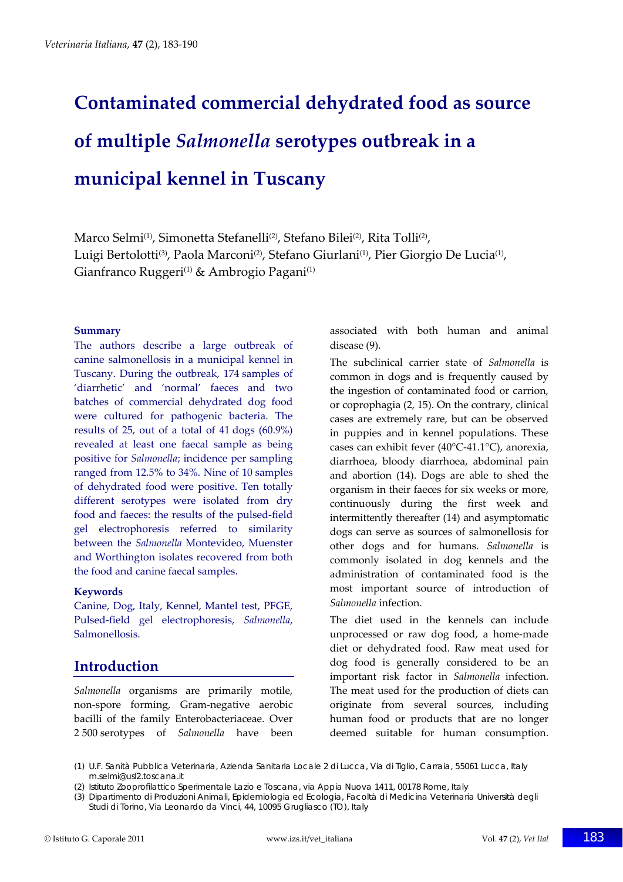# Contaminated commercial dehydrated food as source of multiple *Salmonella* serotypes outbreak in a municipal kennel in Tuscany

Marco Selmi[1], Simonetta Stefanelli[2], Stefano Bilei[2], Rita Tolli[2], Luigi Bertolotti[3], Paola Marconi[2], Stefano Giurlani[1], Pier Giorgio De Lucia[1], Gianfranco Ruggeri[1] & Ambrogio Pagani[1]

### Summary

The authors describe a large outbreak of canine salmonellosis in a municipal kennel in Tuscany. During the outbreak, 174 samples of 'diarrhetic' and 'normal' faeces and two batches of commercial dehydrated dog food were cultured for pathogenic bacteria. The results of 25, out of a total of 41 dogs (60.9%) revealed at least one faecal sample as being positive for *Salmonella*; incidence per sampling ranged from 12.5% to 34%. Nine of 10 samples of dehydrated food were positive. Ten totally different serotypes were isolated from dry food and faeces: the results of the pulsed-field gel electrophoresis referred to similarity between the *Salmonella* Montevideo, Muenster and Worthington isolates recovered from both the food and canine faecal samples.

### Keywords

Canine, Dog, Italy, Kennel, Mantel test, PFGE, Pulsed-field gel electrophoresis, *Salmonella*, Salmonellosis.

## Introduction

*Salmonella* organisms are primarily motile, non-spore forming, Gram-negative aerobic bacilli of the family Enterobacteriaceae. Over 2 500 serotypes of *Salmonella* have been associated with both human and animal disease (9).

The subclinical carrier state of *Salmonella* is common in dogs and is frequently caused by the ingestion of contaminated food or carrion, or coprophagia (2, 15). On the contrary, clinical cases are extremely rare, but can be observed in puppies and in kennel populations. These cases can exhibit fever (40°C-41.1°C), anorexia, diarrhoea, bloody diarrhoea, abdominal pain and abortion (14). Dogs are able to shed the organism in their faeces for six weeks or more, continuously during the first week and intermittently thereafter (14) and asymptomatic dogs can serve as sources of salmonellosis for other dogs and for humans. *Salmonella* is commonly isolated in dog kennels and the administration of contaminated food is the most important source of introduction of *Salmonella* infection.

The diet used in the kennels can include unprocessed or raw dog food, a home-made diet or dehydrated food. Raw meat used for dog food is generally considered to be an important risk factor in *Salmonella* infection. The meat used for the production of diets can originate from several sources, including human food or products that are no longer deemed suitable for human consumption.

(1) U.F. Sanità Pubblica Veterinaria, Azienda Sanitaria Locale 2 di Lucca, Via di Tiglio, Carraia, 55061 Lucca, Italy m.selmi@usl2.toscana.it

(2) Istituto Zooprofilattico Sperimentale Lazio e Toscana, via Appia Nuova 1411, 00178 Rome, Italy

(3) Dipartimento di Produzioni Animali, Epidemiologia ed Ecologia, Facoltà di Medicina Veterinaria Università degli Studi di Torino, Via Leonardo da Vinci, 44, 10095 Grugliasco (TO), Italy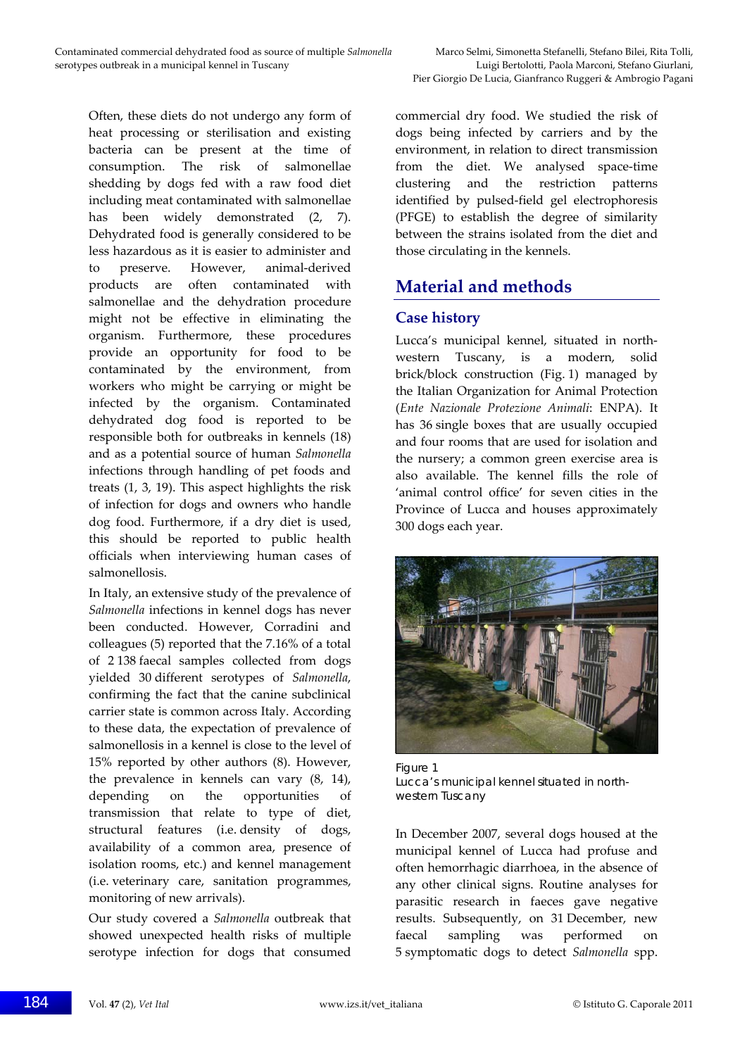Often, these diets do not undergo any form of heat processing or sterilisation and existing bacteria can be present at the time of consumption. The risk of salmonellae shedding by dogs fed with a raw food diet including meat contaminated with salmonellae has been widely demonstrated (2, 7). Dehydrated food is generally considered to be less hazardous as it is easier to administer and to preserve. However, animal-derived products are often contaminated with salmonellae and the dehydration procedure might not be effective in eliminating the organism. Furthermore, these procedures provide an opportunity for food to be contaminated by the environment, from workers who might be carrying or might be infected by the organism. Contaminated dehydrated dog food is reported to be responsible both for outbreaks in kennels (18) and as a potential source of human *Salmonella* infections through handling of pet foods and treats (1, 3, 19). This aspect highlights the risk of infection for dogs and owners who handle dog food. Furthermore, if a dry diet is used, this should be reported to public health officials when interviewing human cases of salmonellosis.

In Italy, an extensive study of the prevalence of *Salmonella* infections in kennel dogs has never been conducted. However, Corradini and colleagues (5) reported that the 7.16% of a total of 2 138 faecal samples collected from dogs yielded 30 different serotypes of *Salmonella*, confirming the fact that the canine subclinical carrier state is common across Italy. According to these data, the expectation of prevalence of salmonellosis in a kennel is close to the level of 15% reported by other authors (8). However, the prevalence in kennels can vary (8, 14), depending on the opportunities of transmission that relate to type of diet, structural features (i.e. density of dogs, availability of a common area, presence of isolation rooms, etc.) and kennel management (i.e. veterinary care, sanitation programmes, monitoring of new arrivals).

Our study covered a *Salmonella* outbreak that showed unexpected health risks of multiple serotype infection for dogs that consumed commercial dry food. We studied the risk of dogs being infected by carriers and by the environment, in relation to direct transmission from the diet. We analysed space-time clustering and the restriction patterns identified by pulsed-field gel electrophoresis (PFGE) to establish the degree of similarity between the strains isolated from the diet and those circulating in the kennels.

## Material and methods

### Case history

Lucca's municipal kennel, situated in north-western Tuscany, is a modern, solid brick/block construction (Fig. 1) managed by the Italian Organization for Animal Protection (*Ente Nazionale Protezione Animali*: ENPA). It has 36 single boxes that are usually occupied and four rooms that are used for isolation and the nursery; a common green exercise area is also available. The kennel fills the role of 'animal control office' for seven cities in the Province of Lucca and houses approximately 300 dogs each year.

Figure 1
Lucca's municipal kennel situated in north-western Tuscany

In December 2007, several dogs housed at the municipal kennel of Lucca had profuse and often hemorrhagic diarrhoea, in the absence of any other clinical signs. Routine analyses for parasitic research in faeces gave negative results. Subsequently, on 31 December, new faecal sampling was performed on 5 symptomatic dogs to detect *Salmonella* spp.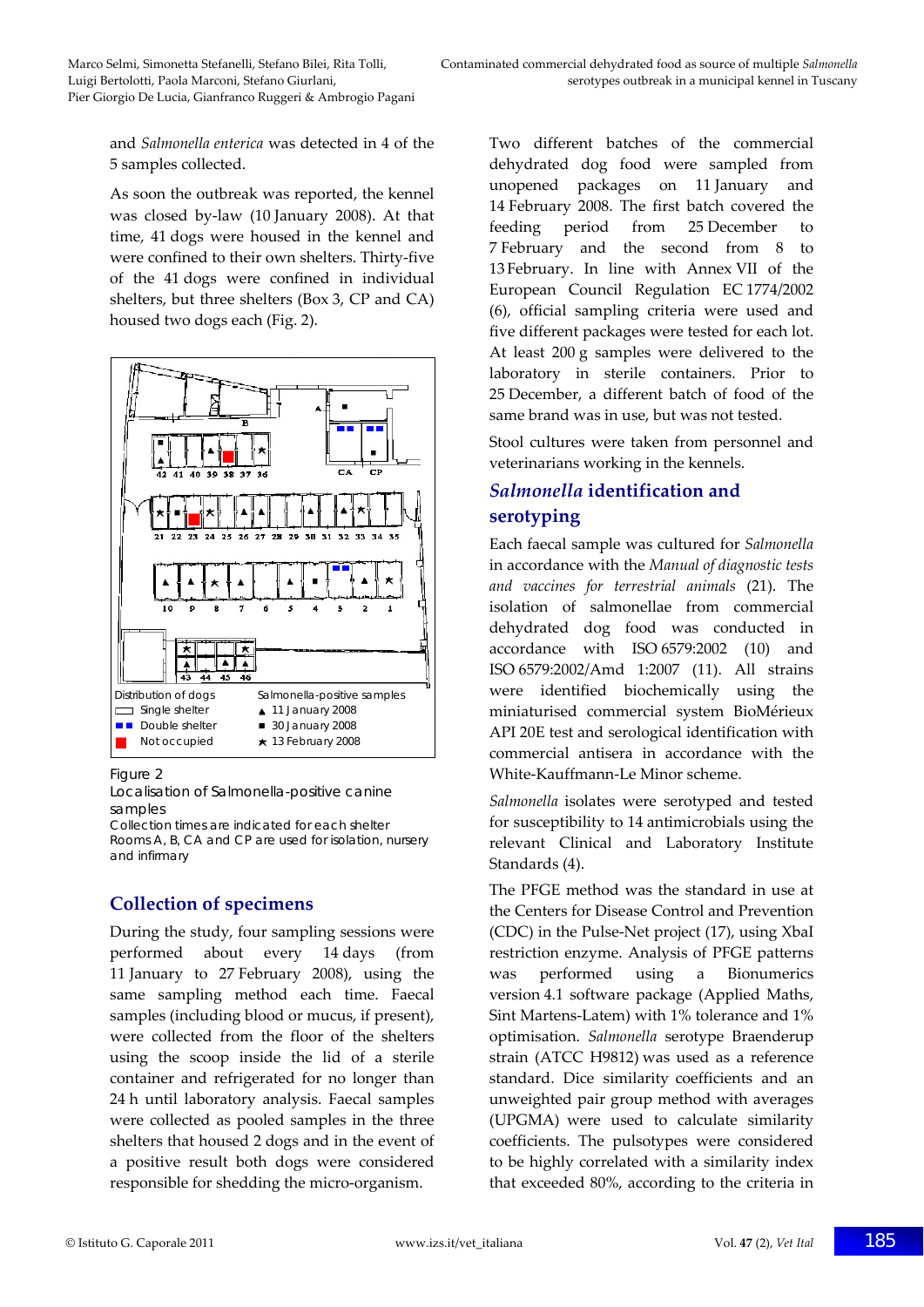and *Salmonella enterica* was detected in 4 of the 5 samples collected.

As soon the outbreak was reported, the kennel was closed by-law (10 January 2008). At that time, 41 dogs were housed in the kennel and were confined to their own shelters. Thirty-five of the 41 dogs were confined in individual shelters, but three shelters (Box 3, CP and CA) housed two dogs each (Fig. 2).

Figure 2
Localisation of Salmonella-positive canine samples
Collection times are indicated for each shelter
Rooms A, B, CA and CP are used for isolation, nursery and infirmary

## Collection of specimens

During the study, four sampling sessions were performed about every 14 days (from 11 January to 27 February 2008), using the same sampling method each time. Faecal samples (including blood or mucus, if present), were collected from the floor of the shelters using the scoop inside the lid of a sterile container and refrigerated for no longer than 24 h until laboratory analysis. Faecal samples were collected as pooled samples in the three shelters that housed 2 dogs and in the event of a positive result both dogs were considered responsible for shedding the micro-organism.

Two different batches of the commercial dehydrated dog food were sampled from unopened packages on 11 January and 14 February 2008. The first batch covered the feeding period from 25 December to 7 February and the second from 8 to 13 February. In line with Annex VII of the European Council Regulation EC 1774/2002 (6), official sampling criteria were used and five different packages were tested for each lot. At least 200 g samples were delivered to the laboratory in sterile containers. Prior to 25 December, a different batch of food of the same brand was in use, but was not tested.

Stool cultures were taken from personnel and veterinarians working in the kennels.

## *Salmonella* identification and serotyping

Each faecal sample was cultured for *Salmonella* in accordance with the *Manual of diagnostic tests and vaccines for terrestrial animals* (21). The isolation of salmonellae from commercial dehydrated dog food was conducted in accordance with ISO 6579:2002 (10) and ISO 6579:2002/Amd 1:2007 (11). All strains were identified biochemically using the miniaturised commercial system BioMérieux API 20E test and serological identification with commercial antisera in accordance with the White-Kauffmann-Le Minor scheme.

*Salmonella* isolates were serotyped and tested for susceptibility to 14 antimicrobials using the relevant Clinical and Laboratory Institute Standards (4).

The PFGE method was the standard in use at the Centers for Disease Control and Prevention (CDC) in the Pulse-Net project (17), using XbaI restriction enzyme. Analysis of PFGE patterns was performed using a Bionumerics version 4.1 software package (Applied Maths, Sint Martens-Latem) with 1% tolerance and 1% optimisation. *Salmonella* serotype Braenderup strain (ATCC H9812) was used as a reference standard. Dice similarity coefficients and an unweighted pair group method with averages (UPGMA) were used to calculate similarity coefficients. The pulsotypes were considered to be highly correlated with a similarity index that exceeded 80%, according to the criteria in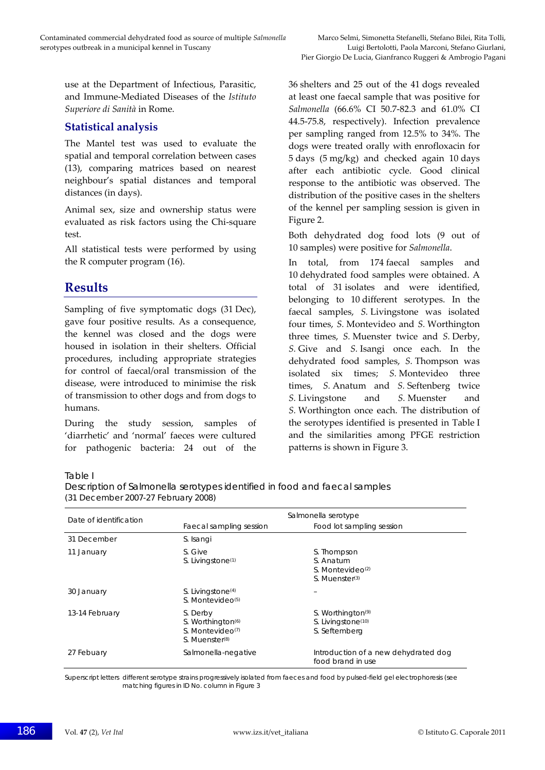use at the Department of Infectious, Parasitic, and Immune-Mediated Diseases of the *Istituto Superiore di Sanità* in Rome.

## Statistical analysis

The Mantel test was used to evaluate the spatial and temporal correlation between cases (13), comparing matrices based on nearest neighbour's spatial distances and temporal distances (in days).

Animal sex, size and ownership status were evaluated as risk factors using the Chi-square test.

All statistical tests were performed by using the R computer program (16).

# Results

Sampling of five symptomatic dogs (31 Dec), gave four positive results. As a consequence, the kennel was closed and the dogs were housed in isolation in their shelters. Official procedures, including appropriate strategies for control of faecal/oral transmission of the disease, were introduced to minimise the risk of transmission to other dogs and from dogs to humans.

During the study session, samples of 'diarrhetic' and 'normal' faeces were cultured for pathogenic bacteria: 24 out of the 36 shelters and 25 out of the 41 dogs revealed at least one faecal sample that was positive for *Salmonella* (66.6% CI 50.7-82.3 and 61.0% CI 44.5-75.8, respectively). Infection prevalence per sampling ranged from 12.5% to 34%. The dogs were treated orally with enrofloxacin for 5 days (5 mg/kg) and checked again 10 days after each antibiotic cycle. Good clinical response to the antibiotic was observed. The distribution of the positive cases in the shelters of the kennel per sampling session is given in Figure 2.

Both dehydrated dog food lots (9 out of 10 samples) were positive for *Salmonella*.

In total, from 174 faecal samples and 10 dehydrated food samples were obtained. A total of 31 isolates and were identified, belonging to 10 different serotypes. In the faecal samples, *S.* Livingstone was isolated four times, *S.* Montevideo and *S.* Worthington three times, *S.* Muenster twice and *S.* Derby, *S.* Give and *S.* Isangi once each. In the dehydrated food samples, *S.* Thompson was isolated six times; *S.* Montevideo three times, *S.* Anatum and *S.* Seftenberg twice *S.* Livingstone and *S.* Muenster and *S.* Worthington once each. The distribution of the serotypes identified is presented in Table I and the similarities among PFGE restriction patterns is shown in Figure 3.

Table I
Description of Salmonella serotypes identified in food and faecal samples
(31 December 2007-27 February 2008)

| Date of identification | Salmonella serotype | |
|---|---|---|
| | Faecal sampling session | Food lot sampling session |
| 31 December | S. Isangi | |
| 11 January | S. Give<br>S. Livingstone(1) | S. Thompson<br>S. Anatum<br>S. Montevideo(2)<br>S. Muenster(3) |
| 30 January | S. Livingstone(4)<br>S. Montevideo(5) | – |
| 13-14 February | S. Derby<br>S. Worthington(6)<br>S. Montevideo(7)<br>S. Muenster(8) | S. Worthington(9)<br>S. Livingstone(10)<br>S. Seftemberg |
| 27 Febuary | Salmonella-negative | Introduction of a new dehydrated dog food brand in use |

Superscript letters different serotype strains progressively isolated from faeces and food by pulsed-field gel electrophoresis (see matching figures in ID No. column in Figure 3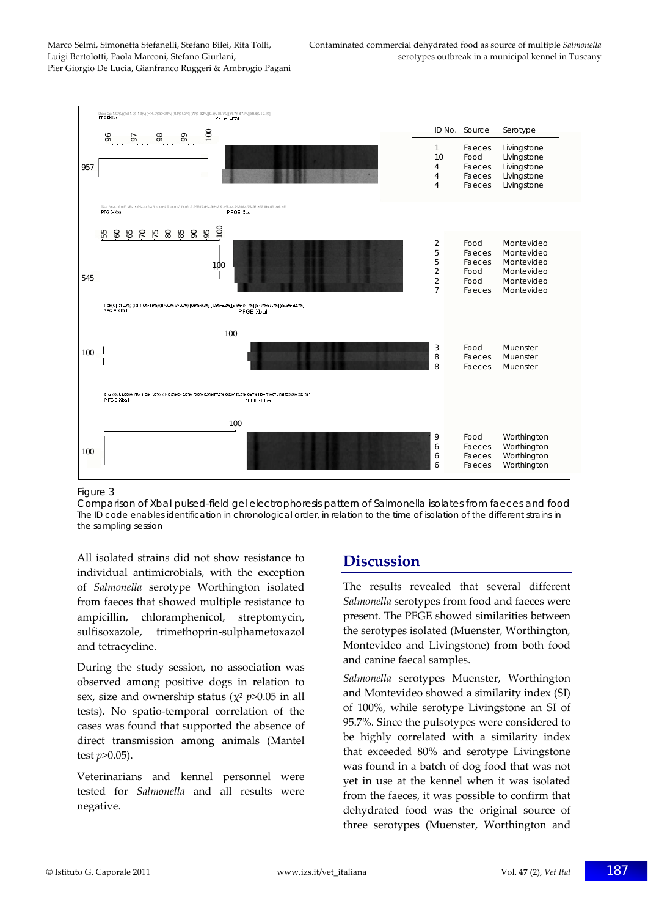Figure 3

Comparison of XbaI pulsed-field gel electrophoresis pattern of Salmonella isolates from faeces and food

The ID code enables identification in chronological order, in relation to the time of isolation of the different strains in the sampling session

All isolated strains did not show resistance to individual antimicrobials, with the exception of *Salmonella* serotype Worthington isolated from faeces that showed multiple resistance to ampicillin, chloramphenicol, streptomycin, sulfisoxazole, trimethoprin-sulphametoxazol and tetracycline.

During the study session, no association was observed among positive dogs in relation to sex, size and ownership status ($\chi^2$ $p$>0.05 in all tests). No spatio-temporal correlation of the cases was found that supported the absence of direct transmission among animals (Mantel test $p$>0.05).

Veterinarians and kennel personnel were tested for *Salmonella* and all results were negative.

## Discussion

The results revealed that several different *Salmonella* serotypes from food and faeces were present. The PFGE showed similarities between the serotypes isolated (Muenster, Worthington, Montevideo and Livingstone) from both food and canine faecal samples.

*Salmonella* serotypes Muenster, Worthington and Montevideo showed a similarity index (SI) of 100%, while serotype Livingstone an SI of 95.7%. Since the pulsotypes were considered to be highly correlated with a similarity index that exceeded 80% and serotype Livingstone was found in a batch of dog food that was not yet in use at the kennel when it was isolated from the faeces, it was possible to confirm that dehydrated food was the original source of three serotypes (Muenster, Worthington and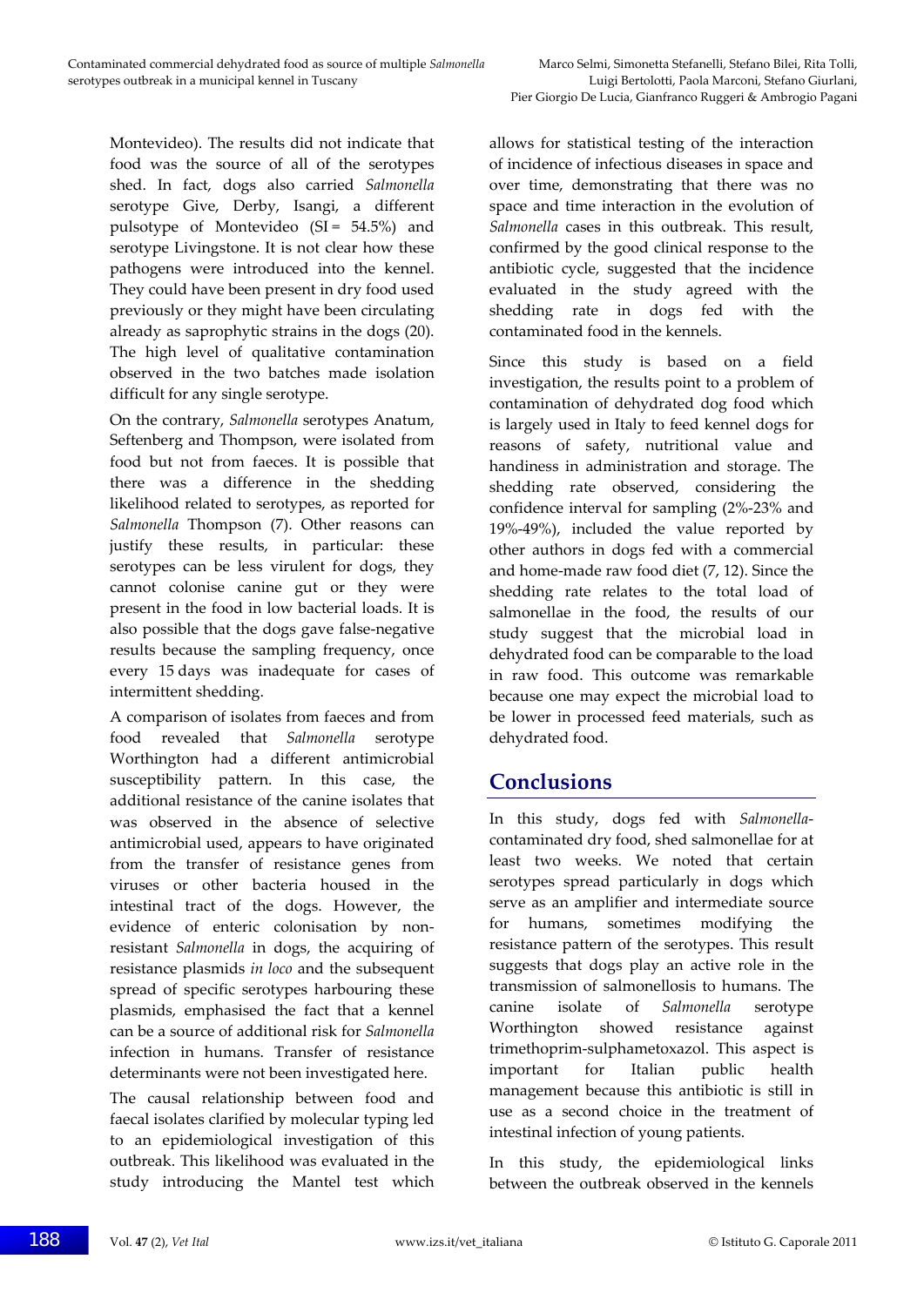Montevideo). The results did not indicate that food was the source of all of the serotypes shed. In fact, dogs also carried *Salmonella* serotype Give, Derby, Isangi, a different pulsotype of Montevideo (SI = 54.5%) and serotype Livingstone. It is not clear how these pathogens were introduced into the kennel. They could have been present in dry food used previously or they might have been circulating already as saprophytic strains in the dogs (20). The high level of qualitative contamination observed in the two batches made isolation difficult for any single serotype.

On the contrary, *Salmonella* serotypes Anatum, Seftenberg and Thompson, were isolated from food but not from faeces. It is possible that there was a difference in the shedding likelihood related to serotypes, as reported for *Salmonella* Thompson (7). Other reasons can justify these results, in particular: these serotypes can be less virulent for dogs, they cannot colonise canine gut or they were present in the food in low bacterial loads. It is also possible that the dogs gave false-negative results because the sampling frequency, once every 15 days was inadequate for cases of intermittent shedding.

A comparison of isolates from faeces and from food revealed that *Salmonella* serotype Worthington had a different antimicrobial susceptibility pattern. In this case, the additional resistance of the canine isolates that was observed in the absence of selective antimicrobial used, appears to have originated from the transfer of resistance genes from viruses or other bacteria housed in the intestinal tract of the dogs. However, the evidence of enteric colonisation by non-resistant *Salmonella* in dogs, the acquiring of resistance plasmids *in loco* and the subsequent spread of specific serotypes harbouring these plasmids, emphasised the fact that a kennel can be a source of additional risk for *Salmonella* infection in humans. Transfer of resistance determinants were not been investigated here.

The causal relationship between food and faecal isolates clarified by molecular typing led to an epidemiological investigation of this outbreak. This likelihood was evaluated in the study introducing the Mantel test which allows for statistical testing of the interaction of incidence of infectious diseases in space and over time, demonstrating that there was no space and time interaction in the evolution of *Salmonella* cases in this outbreak. This result, confirmed by the good clinical response to the antibiotic cycle, suggested that the incidence evaluated in the study agreed with the shedding rate in dogs fed with the contaminated food in the kennels.

Since this study is based on a field investigation, the results point to a problem of contamination of dehydrated dog food which is largely used in Italy to feed kennel dogs for reasons of safety, nutritional value and handiness in administration and storage. The shedding rate observed, considering the confidence interval for sampling (2%-23% and 19%-49%), included the value reported by other authors in dogs fed with a commercial and home-made raw food diet (7, 12). Since the shedding rate relates to the total load of salmonellae in the food, the results of our study suggest that the microbial load in dehydrated food can be comparable to the load in raw food. This outcome was remarkable because one may expect the microbial load to be lower in processed feed materials, such as dehydrated food.

## Conclusions

In this study, dogs fed with *Salmonella*-contaminated dry food, shed salmonellae for at least two weeks. We noted that certain serotypes spread particularly in dogs which serve as an amplifier and intermediate source for humans, sometimes modifying the resistance pattern of the serotypes. This result suggests that dogs play an active role in the transmission of salmonellosis to humans. The canine isolate of *Salmonella* serotype Worthington showed resistance against trimethoprim-sulphametoxazol. This aspect is important for Italian public health management because this antibiotic is still in use as a second choice in the treatment of intestinal infection of young patients.

In this study, the epidemiological links between the outbreak observed in the kennels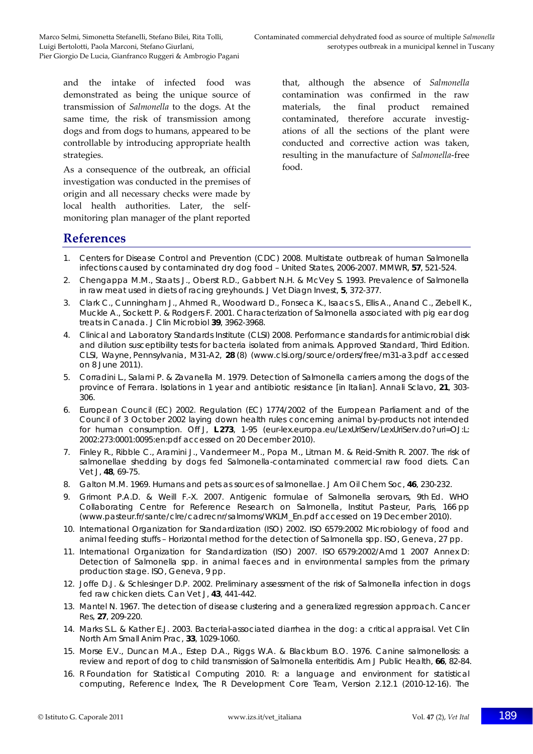and the intake of infected food was demonstrated as being the unique source of transmission of *Salmonella* to the dogs. At the same time, the risk of transmission among dogs and from dogs to humans, appeared to be controllable by introducing appropriate health strategies.

As a consequence of the outbreak, an official investigation was conducted in the premises of origin and all necessary checks were made by local health authorities. Later, the self-monitoring plan manager of the plant reported that, although the absence of *Salmonella* contamination was confirmed in the raw materials, the final product remained contaminated, therefore accurate investigations of all the sections of the plant were conducted and corrective action was taken, resulting in the manufacture of *Salmonella*-free food.

## References

1. Centers for Disease Control and Prevention (CDC) 2008. Multistate outbreak of human Salmonella infections caused by contaminated dry dog food – United States, 2006-2007. MMWR, **57**, 521-524.
2. Chengappa M.M., Staats J., Oberst R.D., Gabbert N.H. & McVey S. 1993. Prevalence of Salmonella in raw meat used in diets of racing greyhounds. J Vet Diagn Invest, **5**, 372-377.
3. Clark C., Cunningham J., Ahmed R., Woodward D., Fonseca K., Isaacs S., Ellis A., Anand C., Ziebell K., Muckle A., Sockett P. & Rodgers F. 2001. Characterization of Salmonella associated with pig ear dog treats in Canada. J Clin Microbiol **39**, 3962-3968.
4. Clinical and Laboratory Standards Institute (CLSI) 2008. Performance standards for antimicrobial disk and dilution susceptibility tests for bacteria isolated from animals. Approved Standard, Third Edition. CLSI, Wayne, Pennsylvania, M31-A2, **28** (8) (www.clsi.org/source/orders/free/m31-a3.pdf accessed on 8 June 2011).
5. Corradini L., Salami P. & Zavanella M. 1979. Detection of Salmonella carriers among the dogs of the province of Ferrara. Isolations in 1 year and antibiotic resistance [in Italian]. Annali Sclavo, **21**, 303-306.
6. European Council (EC) 2002. Regulation (EC) 1774/2002 of the European Parliament and of the Council of 3 October 2002 laying down health rules concerning animal by-products not intended for human consumption. Off J, **L 273**, 1-95 (eur-lex.europa.eu/LexUriServ/LexUriServ.do?uri=OJ:L:2002:273:0001:0095:en:pdf accessed on 20 December 2010).
7. Finley R., Ribble C., Aramini J., Vandermeer M., Popa M., Litman M. & Reid-Smith R. 2007. The risk of salmonellae shedding by dogs fed Salmonella-contaminated commercial raw food diets. Can Vet J, **48**, 69-75.
8. Galton M.M. 1969. Humans and pets as sources of salmonellae. J Am Oil Chem Soc, **46**, 230-232.
9. Grimont P.A.D. & Weill F.-X. 2007. Antigenic formulae of Salmonella serovars, 9th Ed. WHO Collaborating Centre for Reference Research on Salmonella, Institut Pasteur, Paris, 166 pp (www.pasteur.fr/sante/clre/cadrecnr/salmoms/WKLM_En.pdf accessed on 19 December 2010).
10. International Organization for Standardization (ISO) 2002. ISO 6579:2002 Microbiology of food and animal feeding stuffs – Horizontal method for the detection of Salmonella spp. ISO, Geneva, 27 pp.
11. International Organization for Standardization (ISO) 2007. ISO 6579:2002/Amd 1 2007 Annex D: Detection of Salmonella spp. in animal faeces and in environmental samples from the primary production stage. ISO, Geneva, 9 pp.
12. Joffe D.J. & Schlesinger D.P. 2002. Preliminary assessment of the risk of Salmonella infection in dogs fed raw chicken diets. Can Vet J, **43**, 441-442.
13. Mantel N. 1967. The detection of disease clustering and a generalized regression approach. Cancer Res, **27**, 209-220.
14. Marks S.L. & Kather E.J. 2003. Bacterial-associated diarrhea in the dog: a critical appraisal. Vet Clin North Am Small Anim Prac, **33**, 1029-1060.
15. Morse E.V., Duncan M.A., Estep D.A., Riggs W.A. & Blackburn B.O. 1976. Canine salmonellosis: a review and report of dog to child transmission of Salmonella enteritidis. Am J Public Health, **66**, 82-84.
16. R Foundation for Statistical Computing 2010. R: a language and environment for statistical computing, Reference Index, The R Development Core Team, Version 2.12.1 (2010-12-16). The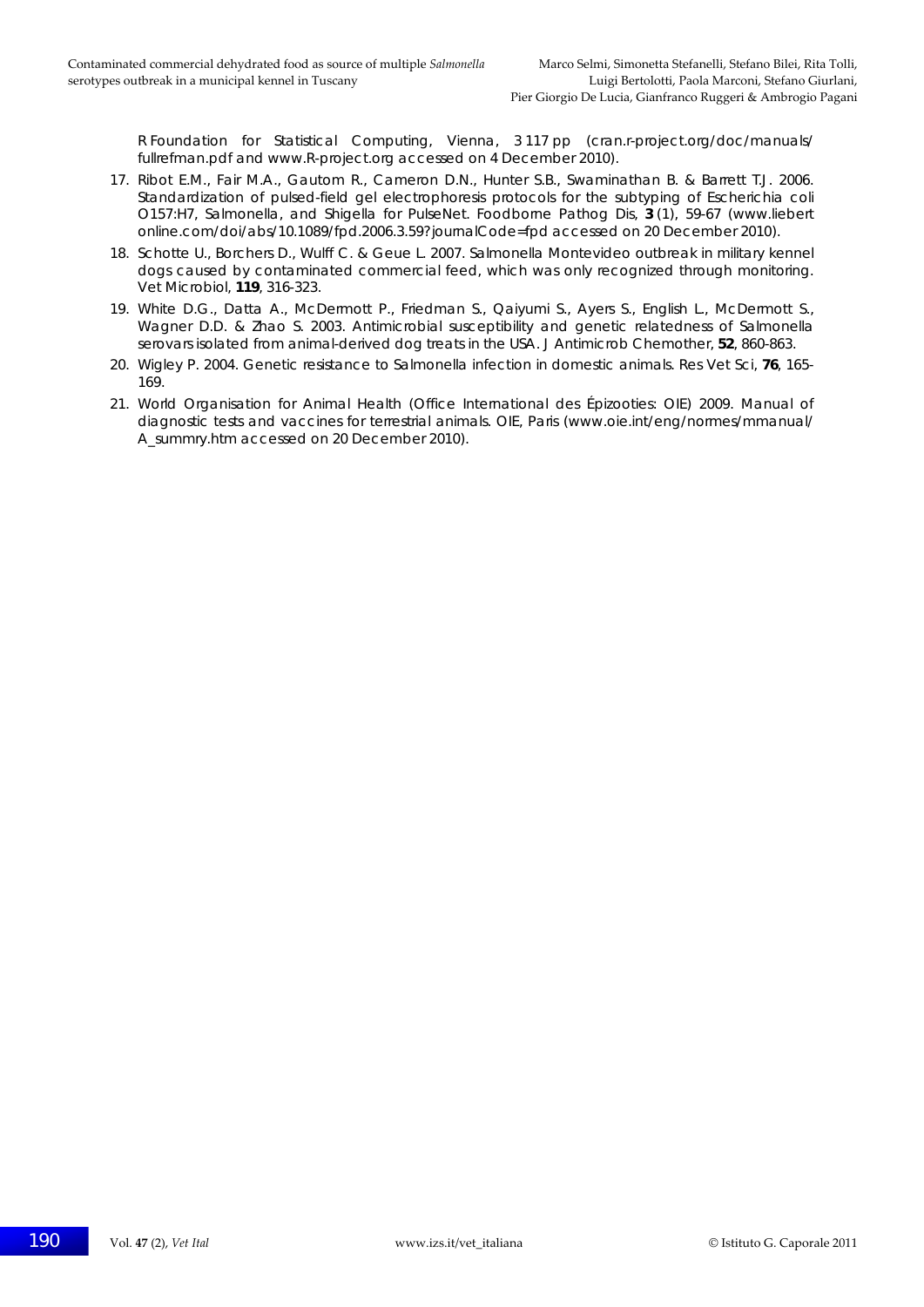R Foundation for Statistical Computing, Vienna, 3 117 pp (cran.r-project.org/doc/manuals/fullrefman.pdf and www.R-project.org accessed on 4 December 2010).

17. Ribot E.M., Fair M.A., Gautom R., Cameron D.N., Hunter S.B., Swaminathan B. & Barrett T.J. 2006. Standardization of pulsed-field gel electrophoresis protocols for the subtyping of Escherichia coli O157:H7, Salmonella, and Shigella for PulseNet. Foodborne Pathog Dis, **3** (1), 59-67 (www.liebertonline.com/doi/abs/10.1089/fpd.2006.3.59?journalCode=fpd accessed on 20 December 2010).
18. Schotte U., Borchers D., Wulff C. & Geue L. 2007. Salmonella Montevideo outbreak in military kennel dogs caused by contaminated commercial feed, which was only recognized through monitoring. Vet Microbiol, **119**, 316-323.
19. White D.G., Datta A., McDermott P., Friedman S., Qaiyumi S., Ayers S., English L., McDermott S., Wagner D.D. & Zhao S. 2003. Antimicrobial susceptibility and genetic relatedness of Salmonella serovars isolated from animal-derived dog treats in the USA. J Antimicrob Chemother, **52**, 860-863.
20. Wigley P. 2004. Genetic resistance to Salmonella infection in domestic animals. Res Vet Sci, **76**, 165-169.
21. World Organisation for Animal Health (Office International des Épizooties: OIE) 2009. Manual of diagnostic tests and vaccines for terrestrial animals. OIE, Paris (www.oie.int/eng/normes/mmanual/A_summry.htm accessed on 20 December 2010).